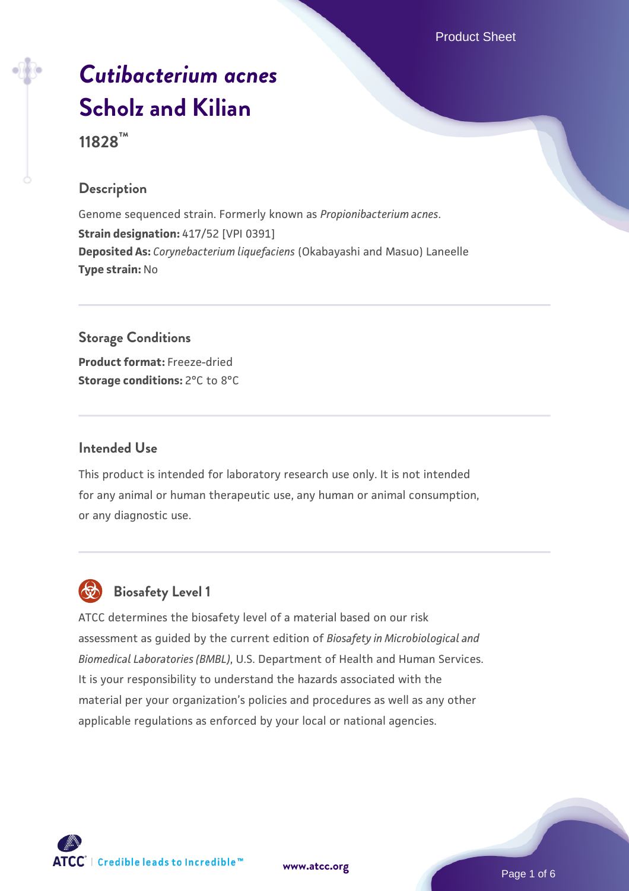# *Cutibacterium acnes* Scholz and Kilian

**11828™**

## Description

Genome sequenced strain. Formerly known as *Propionibacterium acnes*.
**Strain designation:** 417/52 [VPI 0391]
**Deposited As:** *Corynebacterium liquefaciens* (Okabayashi and Masuo) Laneelle
**Type strain:** No

## Storage Conditions

**Product format:** Freeze-dried
**Storage conditions:** 2°C to 8°C

## Intended Use

This product is intended for laboratory research use only. It is not intended for any animal or human therapeutic use, any human or animal consumption, or any diagnostic use.

## Biosafety Level 1

ATCC determines the biosafety level of a material based on our risk assessment as guided by the current edition of *Biosafety in Microbiological and Biomedical Laboratories (BMBL)*, U.S. Department of Health and Human Services. It is your responsibility to understand the hazards associated with the material per your organization's policies and procedures as well as any other applicable regulations as enforced by your local or national agencies.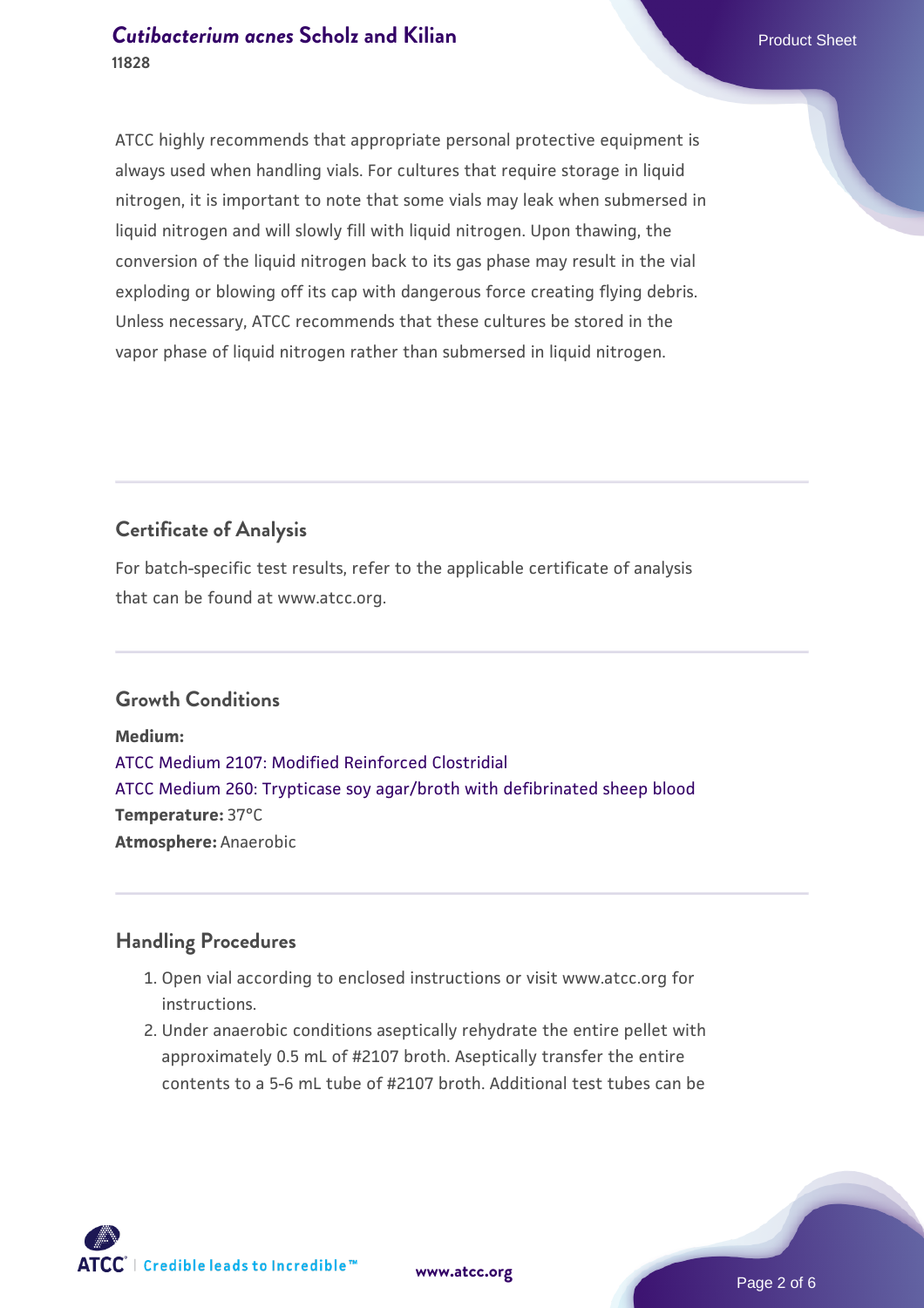ATCC highly recommends that appropriate personal protective equipment is always used when handling vials. For cultures that require storage in liquid nitrogen, it is important to note that some vials may leak when submersed in liquid nitrogen and will slowly fill with liquid nitrogen. Upon thawing, the conversion of the liquid nitrogen back to its gas phase may result in the vial exploding or blowing off its cap with dangerous force creating flying debris. Unless necessary, ATCC recommends that these cultures be stored in the vapor phase of liquid nitrogen rather than submersed in liquid nitrogen.

## Certificate of Analysis

For batch-specific test results, refer to the applicable certificate of analysis that can be found at www.atcc.org.

## Growth Conditions

**Medium:**
ATCC Medium 2107: Modified Reinforced Clostridial
ATCC Medium 260: Trypticase soy agar/broth with defibrinated sheep blood
**Temperature:** 37°C
**Atmosphere:** Anaerobic

## Handling Procedures

1. Open vial according to enclosed instructions or visit www.atcc.org for instructions.
2. Under anaerobic conditions aseptically rehydrate the entire pellet with approximately 0.5 mL of #2107 broth. Aseptically transfer the entire contents to a 5-6 mL tube of #2107 broth. Additional test tubes can be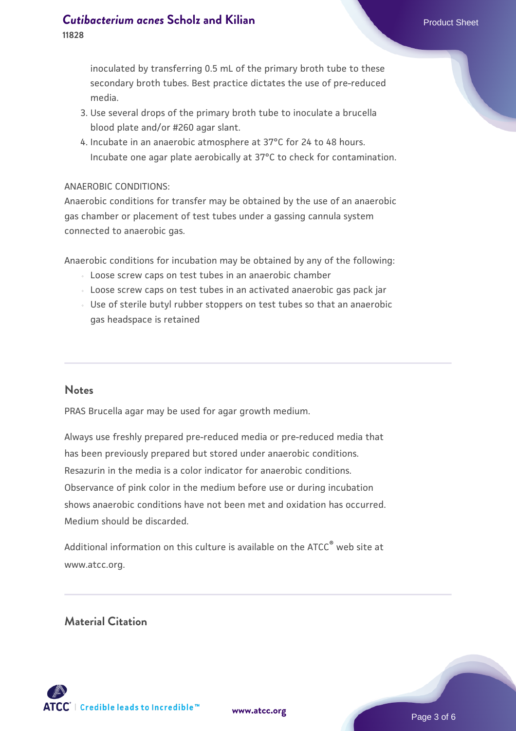inoculated by transferring 0.5 mL of the primary broth tube to these secondary broth tubes. Best practice dictates the use of pre-reduced media.

3. Use several drops of the primary broth tube to inoculate a brucella blood plate and/or #260 agar slant.
4. Incubate in an anaerobic atmosphere at 37°C for 24 to 48 hours. Incubate one agar plate aerobically at 37°C to check for contamination.

ANAEROBIC CONDITIONS:
Anaerobic conditions for transfer may be obtained by the use of an anaerobic gas chamber or placement of test tubes under a gassing cannula system connected to anaerobic gas.

Anaerobic conditions for incubation may be obtained by any of the following:

- Loose screw caps on test tubes in an anaerobic chamber
- Loose screw caps on test tubes in an activated anaerobic gas pack jar
- Use of sterile butyl rubber stoppers on test tubes so that an anaerobic gas headspace is retained

## Notes

PRAS Brucella agar may be used for agar growth medium.

Always use freshly prepared pre-reduced media or pre-reduced media that has been previously prepared but stored under anaerobic conditions. Resazurin in the media is a color indicator for anaerobic conditions. Observance of pink color in the medium before use or during incubation shows anaerobic conditions have not been met and oxidation has occurred. Medium should be discarded.

Additional information on this culture is available on the ATCC® web site at www.atcc.org.

## Material Citation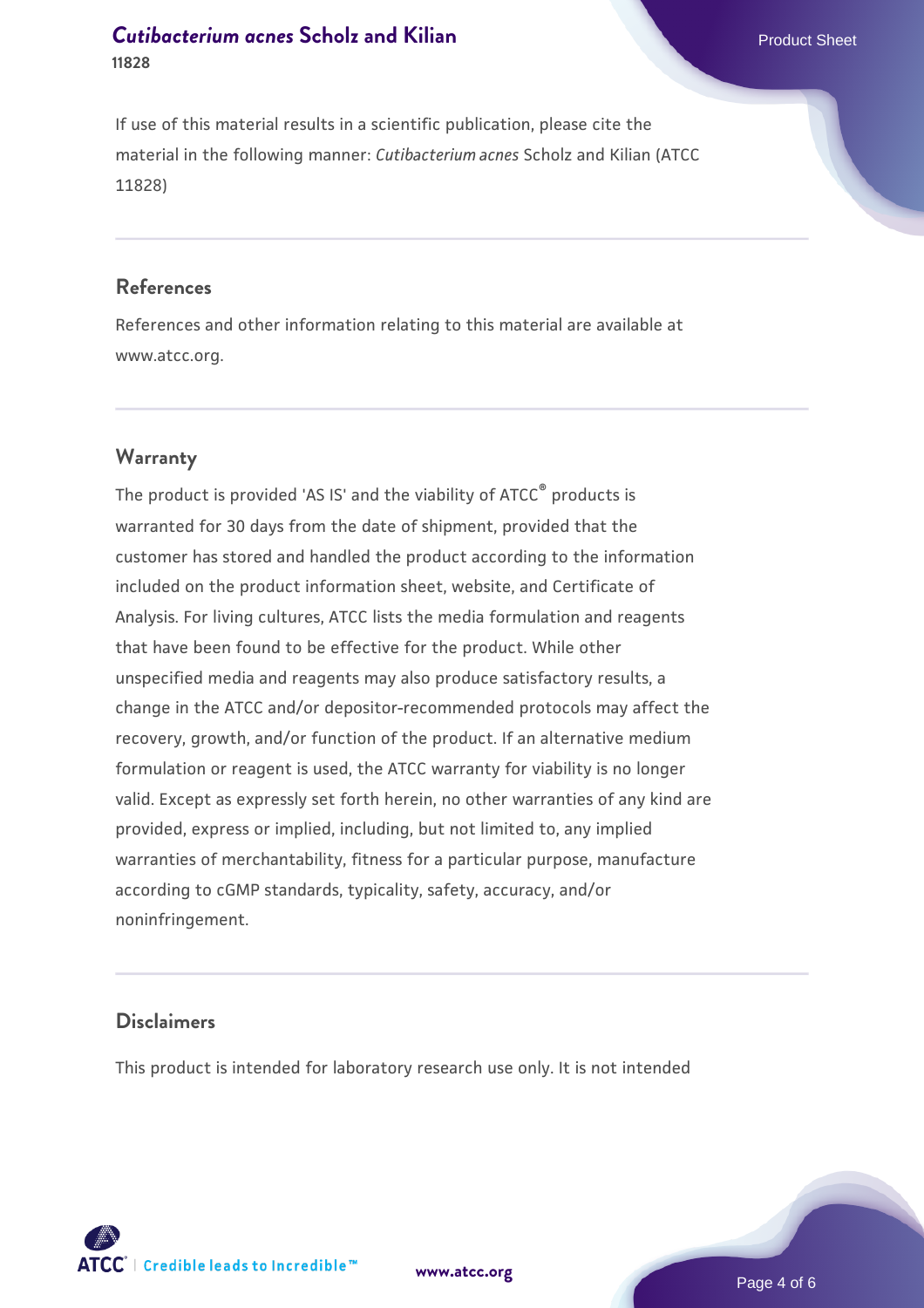If use of this material results in a scientific publication, please cite the material in the following manner: *Cutibacterium acnes* Scholz and Kilian (ATCC 11828)

## References

References and other information relating to this material are available at www.atcc.org.

## Warranty

The product is provided 'AS IS' and the viability of ATCC® products is warranted for 30 days from the date of shipment, provided that the customer has stored and handled the product according to the information included on the product information sheet, website, and Certificate of Analysis. For living cultures, ATCC lists the media formulation and reagents that have been found to be effective for the product. While other unspecified media and reagents may also produce satisfactory results, a change in the ATCC and/or depositor-recommended protocols may affect the recovery, growth, and/or function of the product. If an alternative medium formulation or reagent is used, the ATCC warranty for viability is no longer valid. Except as expressly set forth herein, no other warranties of any kind are provided, express or implied, including, but not limited to, any implied warranties of merchantability, fitness for a particular purpose, manufacture according to cGMP standards, typicality, safety, accuracy, and/or noninfringement.

## Disclaimers

This product is intended for laboratory research use only. It is not intended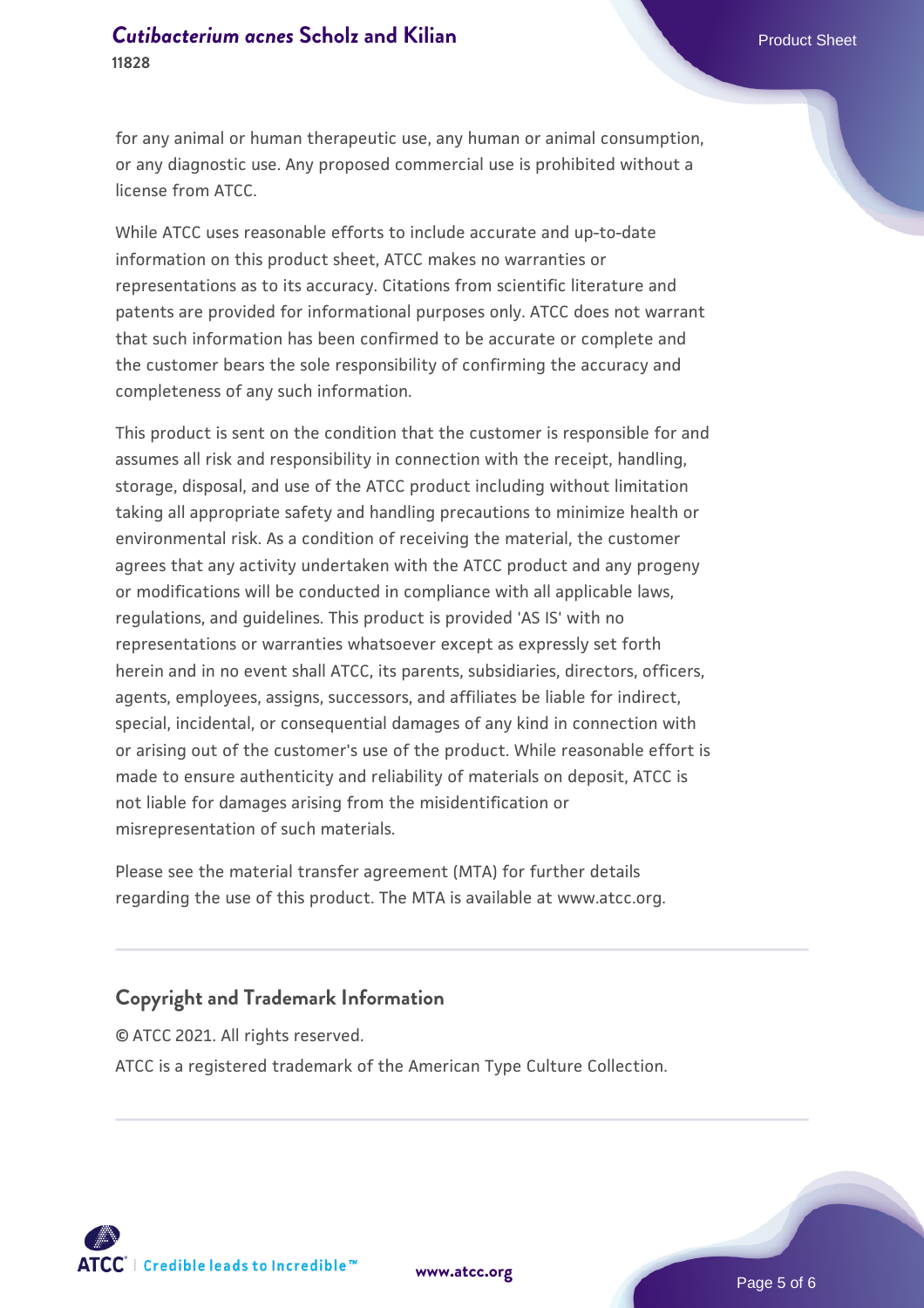for any animal or human therapeutic use, any human or animal consumption, or any diagnostic use. Any proposed commercial use is prohibited without a license from ATCC.

While ATCC uses reasonable efforts to include accurate and up-to-date information on this product sheet, ATCC makes no warranties or representations as to its accuracy. Citations from scientific literature and patents are provided for informational purposes only. ATCC does not warrant that such information has been confirmed to be accurate or complete and the customer bears the sole responsibility of confirming the accuracy and completeness of any such information.

This product is sent on the condition that the customer is responsible for and assumes all risk and responsibility in connection with the receipt, handling, storage, disposal, and use of the ATCC product including without limitation taking all appropriate safety and handling precautions to minimize health or environmental risk. As a condition of receiving the material, the customer agrees that any activity undertaken with the ATCC product and any progeny or modifications will be conducted in compliance with all applicable laws, regulations, and guidelines. This product is provided 'AS IS' with no representations or warranties whatsoever except as expressly set forth herein and in no event shall ATCC, its parents, subsidiaries, directors, officers, agents, employees, assigns, successors, and affiliates be liable for indirect, special, incidental, or consequential damages of any kind in connection with or arising out of the customer's use of the product. While reasonable effort is made to ensure authenticity and reliability of materials on deposit, ATCC is not liable for damages arising from the misidentification or misrepresentation of such materials.

Please see the material transfer agreement (MTA) for further details regarding the use of this product. The MTA is available at www.atcc.org.

## Copyright and Trademark Information

© ATCC 2021. All rights reserved.

ATCC is a registered trademark of the American Type Culture Collection.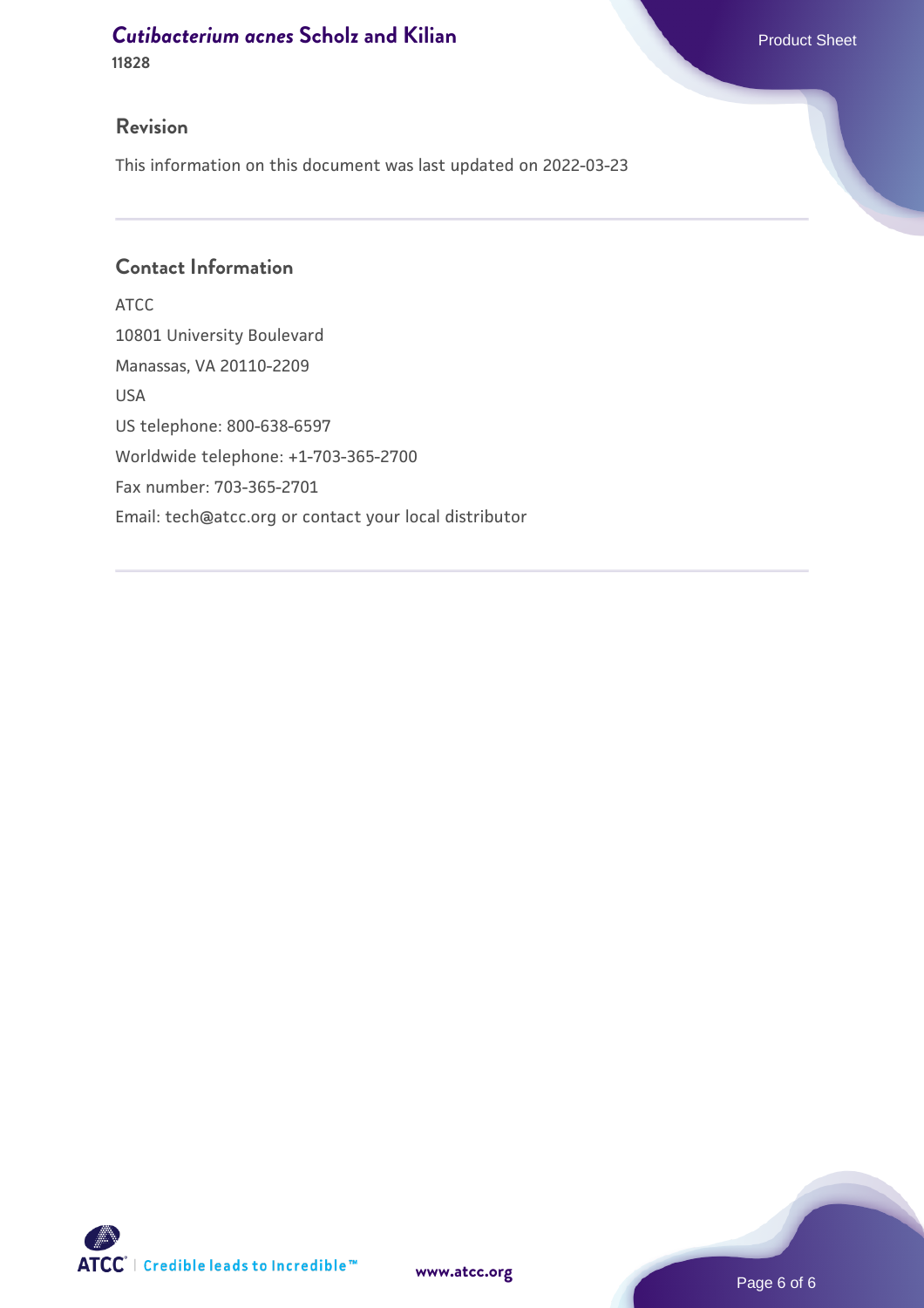## Revision

This information on this document was last updated on 2022-03-23

## Contact Information

ATCC
10801 University Boulevard
Manassas, VA 20110-2209
USA
US telephone: 800-638-6597
Worldwide telephone: +1-703-365-2700
Fax number: 703-365-2701
Email: tech@atcc.org or contact your local distributor